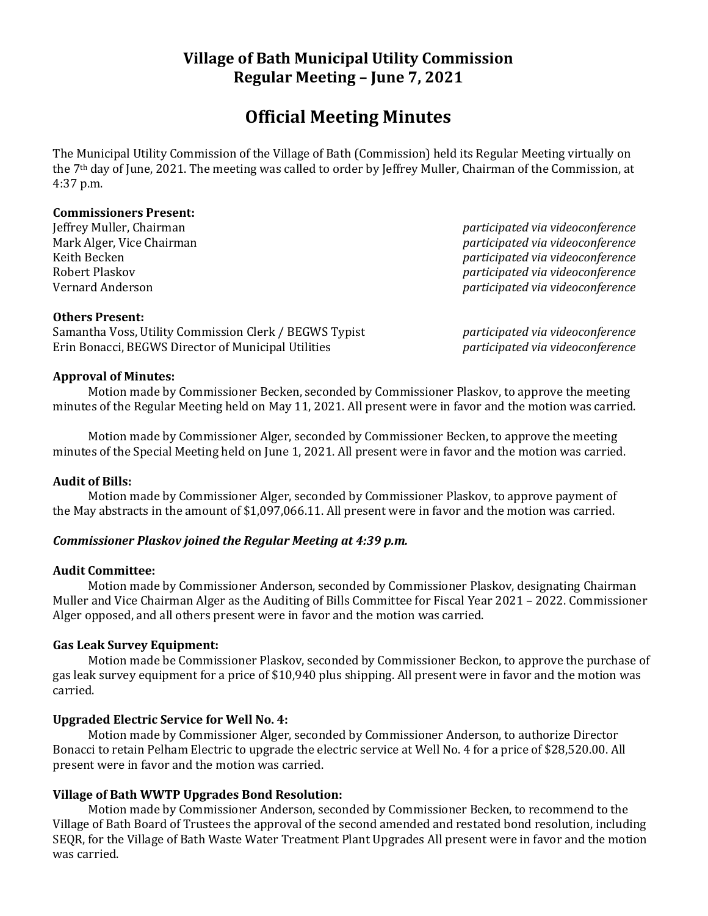# Village of Bath Municipal Utility Commission
# Regular Meeting – June 7, 2021

## Official Meeting Minutes

The Municipal Utility Commission of the Village of Bath (Commission) held its Regular Meeting virtually on the 7th day of June, 2021. The meeting was called to order by Jeffrey Muller, Chairman of the Commission, at 4:37 p.m.

**Commissioners Present:**

| | |
|---|---|
| Jeffrey Muller, Chairman | *participated via videoconference* |
| Mark Alger, Vice Chairman | *participated via videoconference* |
| Keith Becken | *participated via videoconference* |
| Robert Plaskov | *participated via videoconference* |
| Vernard Anderson | *participated via videoconference* |

**Others Present:**

| | |
|---|---|
| Samantha Voss, Utility Commission Clerk / BEGWS Typist | *participated via videoconference* |
| Erin Bonacci, BEGWS Director of Municipal Utilities | *participated via videoconference* |

**Approval of Minutes:**

Motion made by Commissioner Becken, seconded by Commissioner Plaskov, to approve the meeting minutes of the Regular Meeting held on May 11, 2021. All present were in favor and the motion was carried.

Motion made by Commissioner Alger, seconded by Commissioner Becken, to approve the meeting minutes of the Special Meeting held on June 1, 2021. All present were in favor and the motion was carried.

**Audit of Bills:**

Motion made by Commissioner Alger, seconded by Commissioner Plaskov, to approve payment of the May abstracts in the amount of $1,097,066.11. All present were in favor and the motion was carried.

***Commissioner Plaskov joined the Regular Meeting at 4:39 p.m.***

**Audit Committee:**

Motion made by Commissioner Anderson, seconded by Commissioner Plaskov, designating Chairman Muller and Vice Chairman Alger as the Auditing of Bills Committee for Fiscal Year 2021 – 2022. Commissioner Alger opposed, and all others present were in favor and the motion was carried.

**Gas Leak Survey Equipment:**

Motion made be Commissioner Plaskov, seconded by Commissioner Beckon, to approve the purchase of gas leak survey equipment for a price of $10,940 plus shipping. All present were in favor and the motion was carried.

**Upgraded Electric Service for Well No. 4:**

Motion made by Commissioner Alger, seconded by Commissioner Anderson, to authorize Director Bonacci to retain Pelham Electric to upgrade the electric service at Well No. 4 for a price of $28,520.00. All present were in favor and the motion was carried.

**Village of Bath WWTP Upgrades Bond Resolution:**

Motion made by Commissioner Anderson, seconded by Commissioner Becken, to recommend to the Village of Bath Board of Trustees the approval of the second amended and restated bond resolution, including SEQR, for the Village of Bath Waste Water Treatment Plant Upgrades All present were in favor and the motion was carried.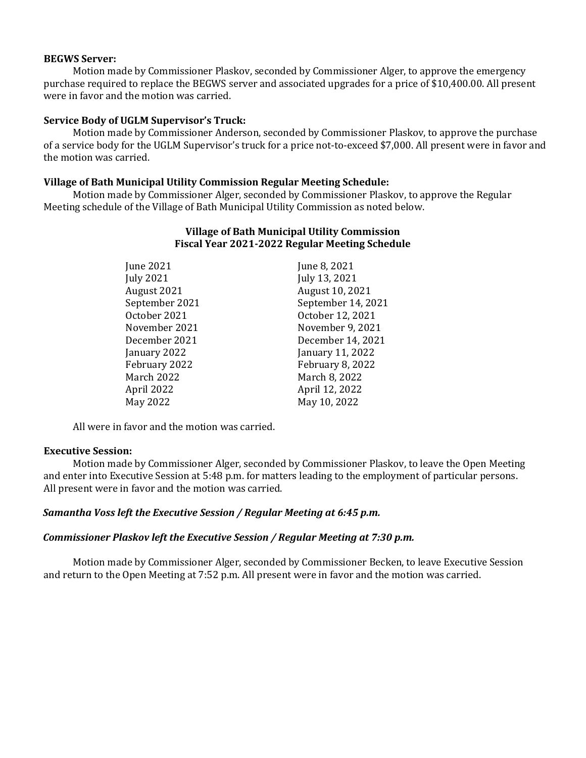**BEGWS Server:**

Motion made by Commissioner Plaskov, seconded by Commissioner Alger, to approve the emergency purchase required to replace the BEGWS server and associated upgrades for a price of $10,400.00. All present were in favor and the motion was carried.

**Service Body of UGLM Supervisor's Truck:**

Motion made by Commissioner Anderson, seconded by Commissioner Plaskov, to approve the purchase of a service body for the UGLM Supervisor's truck for a price not-to-exceed $7,000. All present were in favor and the motion was carried.

**Village of Bath Municipal Utility Commission Regular Meeting Schedule:**

Motion made by Commissioner Alger, seconded by Commissioner Plaskov, to approve the Regular Meeting schedule of the Village of Bath Municipal Utility Commission as noted below.

**Village of Bath Municipal Utility Commission**
**Fiscal Year 2021-2022 Regular Meeting Schedule**

| | |
|---|---|
| June 2021 | June 8, 2021 |
| July 2021 | July 13, 2021 |
| August 2021 | August 10, 2021 |
| September 2021 | September 14, 2021 |
| October 2021 | October 12, 2021 |
| November 2021 | November 9, 2021 |
| December 2021 | December 14, 2021 |
| January 2022 | January 11, 2022 |
| February 2022 | February 8, 2022 |
| March 2022 | March 8, 2022 |
| April 2022 | April 12, 2022 |
| May 2022 | May 10, 2022 |

All were in favor and the motion was carried.

**Executive Session:**

Motion made by Commissioner Alger, seconded by Commissioner Plaskov, to leave the Open Meeting and enter into Executive Session at 5:48 p.m. for matters leading to the employment of particular persons. All present were in favor and the motion was carried.

***Samantha Voss left the Executive Session / Regular Meeting at 6:45 p.m.***

***Commissioner Plaskov left the Executive Session / Regular Meeting at 7:30 p.m.***

Motion made by Commissioner Alger, seconded by Commissioner Becken, to leave Executive Session and return to the Open Meeting at 7:52 p.m. All present were in favor and the motion was carried.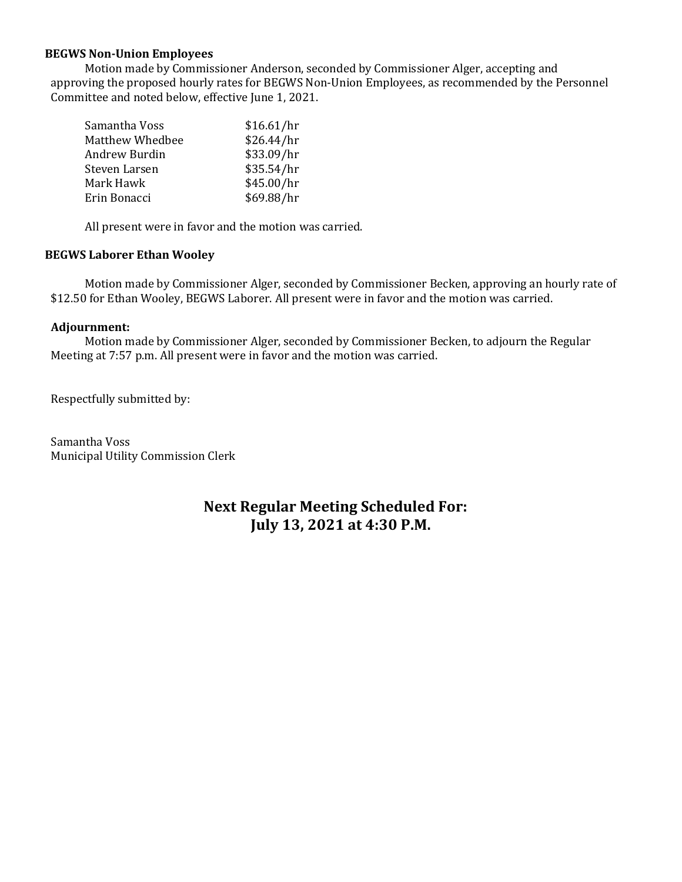**BEGWS Non-Union Employees**

Motion made by Commissioner Anderson, seconded by Commissioner Alger, accepting and approving the proposed hourly rates for BEGWS Non-Union Employees, as recommended by the Personnel Committee and noted below, effective June 1, 2021.

| | |
|---|---|
| Samantha Voss | $16.61/hr |
| Matthew Whedbee | $26.44/hr |
| Andrew Burdin | $33.09/hr |
| Steven Larsen | $35.54/hr |
| Mark Hawk | $45.00/hr |
| Erin Bonacci | $69.88/hr |

All present were in favor and the motion was carried.

**BEGWS Laborer Ethan Wooley**

Motion made by Commissioner Alger, seconded by Commissioner Becken, approving an hourly rate of $12.50 for Ethan Wooley, BEGWS Laborer. All present were in favor and the motion was carried.

**Adjournment:**

Motion made by Commissioner Alger, seconded by Commissioner Becken, to adjourn the Regular Meeting at 7:57 p.m. All present were in favor and the motion was carried.

Respectfully submitted by:

Samantha Voss
Municipal Utility Commission Clerk

## Next Regular Meeting Scheduled For: July 13, 2021 at 4:30 P.M.